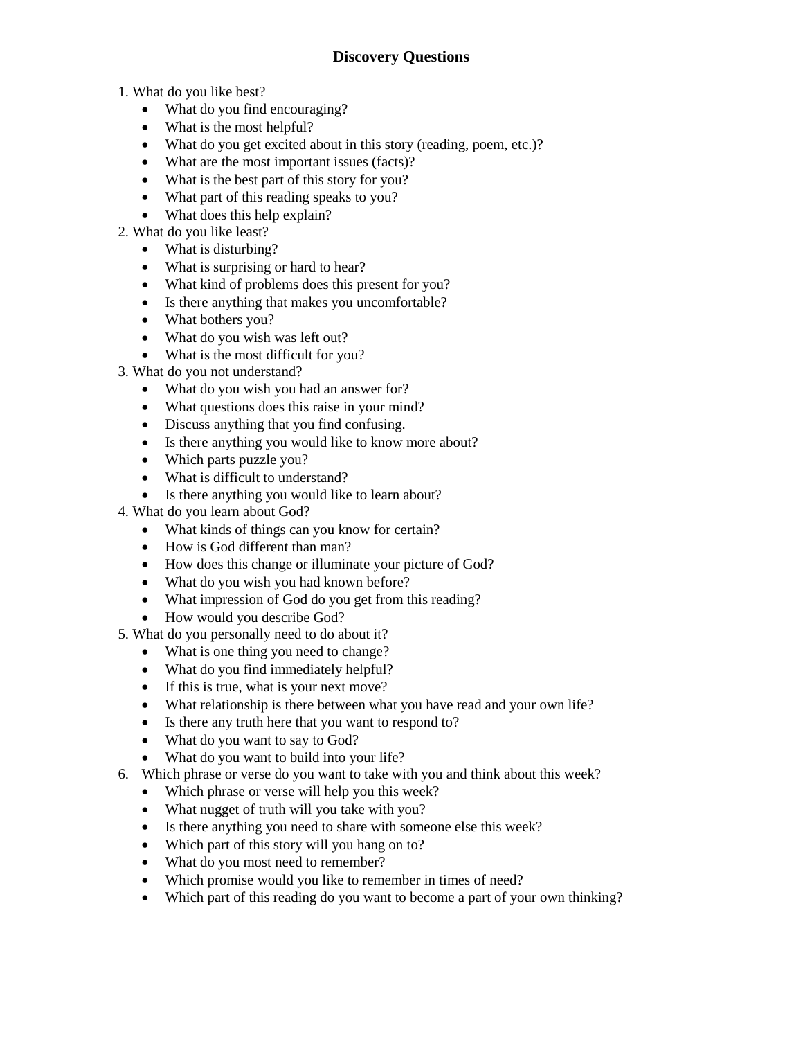# Discovery Questions

1. What do you like best?
    - What do you find encouraging?
    - What is the most helpful?
    - What do you get excited about in this story (reading, poem, etc.)?
    - What are the most important issues (facts)?
    - What is the best part of this story for you?
    - What part of this reading speaks to you?
    - What does this help explain?
2. What do you like least?
    - What is disturbing?
    - What is surprising or hard to hear?
    - What kind of problems does this present for you?
    - Is there anything that makes you uncomfortable?
    - What bothers you?
    - What do you wish was left out?
    - What is the most difficult for you?
3. What do you not understand?
    - What do you wish you had an answer for?
    - What questions does this raise in your mind?
    - Discuss anything that you find confusing.
    - Is there anything you would like to know more about?
    - Which parts puzzle you?
    - What is difficult to understand?
    - Is there anything you would like to learn about?
4. What do you learn about God?
    - What kinds of things can you know for certain?
    - How is God different than man?
    - How does this change or illuminate your picture of God?
    - What do you wish you had known before?
    - What impression of God do you get from this reading?
    - How would you describe God?
5. What do you personally need to do about it?
    - What is one thing you need to change?
    - What do you find immediately helpful?
    - If this is true, what is your next move?
    - What relationship is there between what you have read and your own life?
    - Is there any truth here that you want to respond to?
    - What do you want to say to God?
    - What do you want to build into your life?
6. Which phrase or verse do you want to take with you and think about this week?
    - Which phrase or verse will help you this week?
    - What nugget of truth will you take with you?
    - Is there anything you need to share with someone else this week?
    - Which part of this story will you hang on to?
    - What do you most need to remember?
    - Which promise would you like to remember in times of need?
    - Which part of this reading do you want to become a part of your own thinking?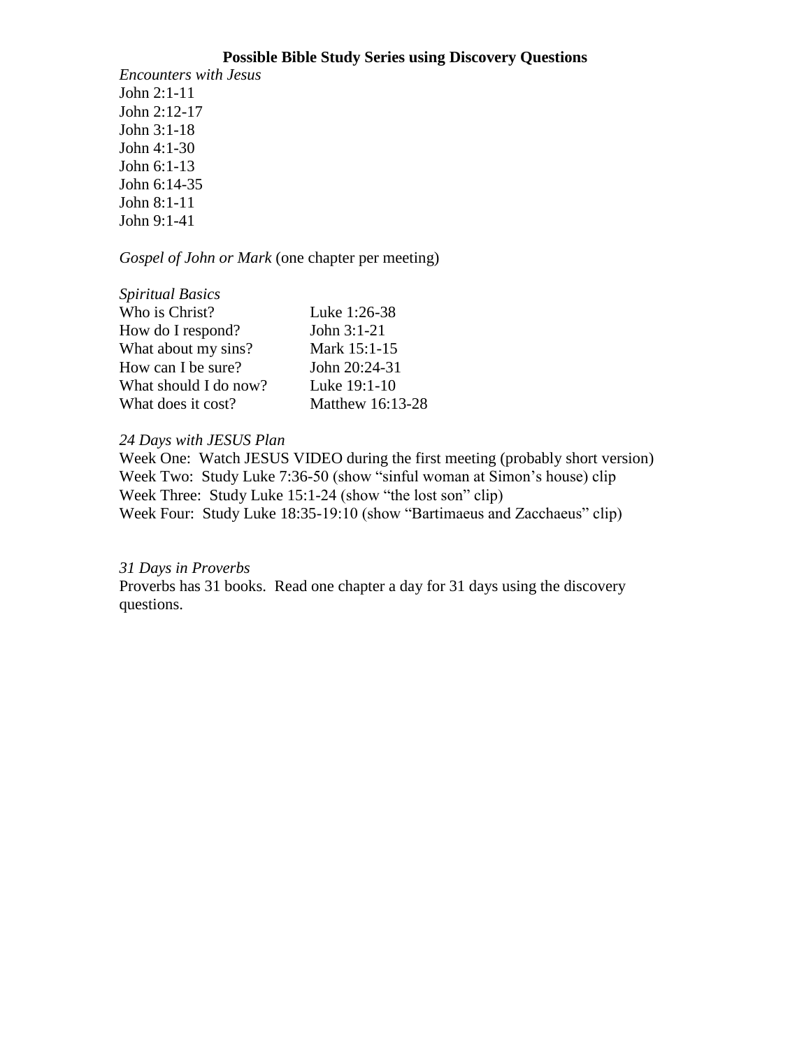**Possible Bible Study Series using Discovery Questions**

*Encounters with Jesus*
John 2:1-11
John 2:12-17
John 3:1-18
John 4:1-30
John 6:1-13
John 6:14-35
John 8:1-11
John 9:1-41

*Gospel of John or Mark* (one chapter per meeting)

*Spiritual Basics*

| | |
|---|---|
| Who is Christ? | Luke 1:26-38 |
| How do I respond? | John 3:1-21 |
| What about my sins? | Mark 15:1-15 |
| How can I be sure? | John 20:24-31 |
| What should I do now? | Luke 19:1-10 |
| What does it cost? | Matthew 16:13-28 |

*24 Days with JESUS Plan*
Week One: Watch JESUS VIDEO during the first meeting (probably short version)
Week Two: Study Luke 7:36-50 (show "sinful woman at Simon's house) clip
Week Three: Study Luke 15:1-24 (show "the lost son" clip)
Week Four: Study Luke 18:35-19:10 (show "Bartimaeus and Zacchaeus" clip)

*31 Days in Proverbs*
Proverbs has 31 books. Read one chapter a day for 31 days using the discovery questions.